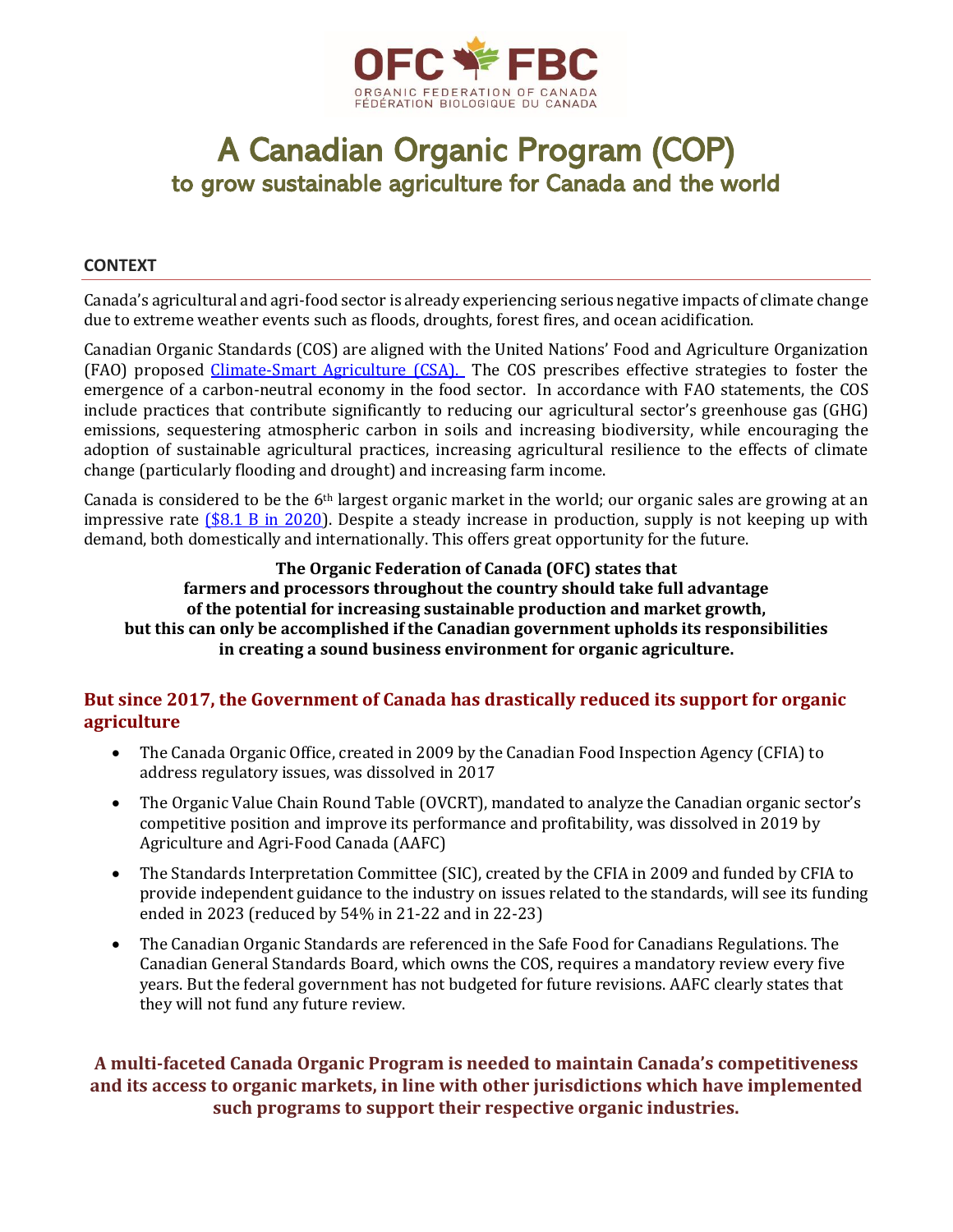OFC FBC
ORGANIC FEDERATION OF CANADA
FÉDÉRATION BIOLOGIQUE DU CANADA

# A Canadian Organic Program (COP)

## to grow sustainable agriculture for Canada and the world

### CONTEXT

Canada's agricultural and agri-food sector is already experiencing serious negative impacts of climate change due to extreme weather events such as floods, droughts, forest fires, and ocean acidification.

Canadian Organic Standards (COS) are aligned with the United Nations' Food and Agriculture Organization (FAO) proposed Climate-Smart Agriculture (CSA). The COS prescribes effective strategies to foster the emergence of a carbon-neutral economy in the food sector. In accordance with FAO statements, the COS include practices that contribute significantly to reducing our agricultural sector's greenhouse gas (GHG) emissions, sequestering atmospheric carbon in soils and increasing biodiversity, while encouraging the adoption of sustainable agricultural practices, increasing agricultural resilience to the effects of climate change (particularly flooding and drought) and increasing farm income.

Canada is considered to be the 6th largest organic market in the world; our organic sales are growing at an impressive rate ($8.1 B in 2020). Despite a steady increase in production, supply is not keeping up with demand, both domestically and internationally. This offers great opportunity for the future.

**The Organic Federation of Canada (OFC) states that farmers and processors throughout the country should take full advantage of the potential for increasing sustainable production and market growth, but this can only be accomplished if the Canadian government upholds its responsibilities in creating a sound business environment for organic agriculture.**

### But since 2017, the Government of Canada has drastically reduced its support for organic agriculture

- The Canada Organic Office, created in 2009 by the Canadian Food Inspection Agency (CFIA) to address regulatory issues, was dissolved in 2017
- The Organic Value Chain Round Table (OVCRT), mandated to analyze the Canadian organic sector's competitive position and improve its performance and profitability, was dissolved in 2019 by Agriculture and Agri-Food Canada (AAFC)
- The Standards Interpretation Committee (SIC), created by the CFIA in 2009 and funded by CFIA to provide independent guidance to the industry on issues related to the standards, will see its funding ended in 2023 (reduced by 54% in 21-22 and in 22-23)
- The Canadian Organic Standards are referenced in the Safe Food for Canadians Regulations. The Canadian General Standards Board, which owns the COS, requires a mandatory review every five years. But the federal government has not budgeted for future revisions. AAFC clearly states that they will not fund any future review.

**A multi-faceted Canada Organic Program is needed to maintain Canada's competitiveness and its access to organic markets, in line with other jurisdictions which have implemented such programs to support their respective organic industries.**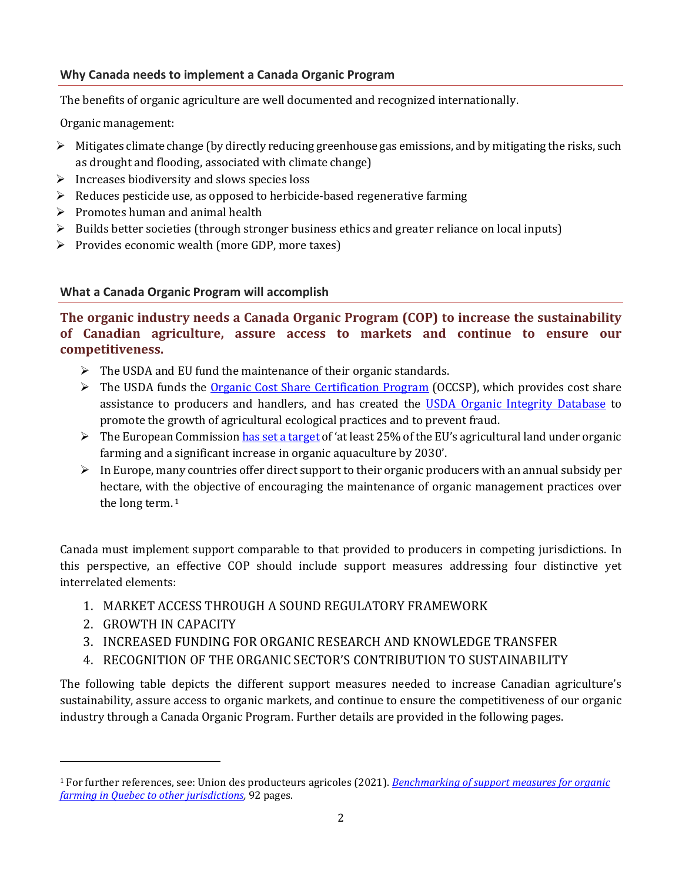### Why Canada needs to implement a Canada Organic Program

The benefits of organic agriculture are well documented and recognized internationally.

Organic management:

- Mitigates climate change (by directly reducing greenhouse gas emissions, and by mitigating the risks, such as drought and flooding, associated with climate change)
- Increases biodiversity and slows species loss
- Reduces pesticide use, as opposed to herbicide-based regenerative farming
- Promotes human and animal health
- Builds better societies (through stronger business ethics and greater reliance on local inputs)
- Provides economic wealth (more GDP, more taxes)

### What a Canada Organic Program will accomplish

**The organic industry needs a Canada Organic Program (COP) to increase the sustainability of Canadian agriculture, assure access to markets and continue to ensure our competitiveness.**

- The USDA and EU fund the maintenance of their organic standards.
- The USDA funds the Organic Cost Share Certification Program (OCCSP), which provides cost share assistance to producers and handlers, and has created the USDA Organic Integrity Database to promote the growth of agricultural ecological practices and to prevent fraud.
- The European Commission has set a target of 'at least 25% of the EU's agricultural land under organic farming and a significant increase in organic aquaculture by 2030'.
- In Europe, many countries offer direct support to their organic producers with an annual subsidy per hectare, with the objective of encouraging the maintenance of organic management practices over the long term. [1]

Canada must implement support comparable to that provided to producers in competing jurisdictions. In this perspective, an effective COP should include support measures addressing four distinctive yet interrelated elements:

1. MARKET ACCESS THROUGH A SOUND REGULATORY FRAMEWORK
2. GROWTH IN CAPACITY
3. INCREASED FUNDING FOR ORGANIC RESEARCH AND KNOWLEDGE TRANSFER
4. RECOGNITION OF THE ORGANIC SECTOR'S CONTRIBUTION TO SUSTAINABILITY

The following table depicts the different support measures needed to increase Canadian agriculture's sustainability, assure access to organic markets, and continue to ensure the competitiveness of our organic industry through a Canada Organic Program. Further details are provided in the following pages.

---

[1] For further references, see: Union des producteurs agricoles (2021). *Benchmarking of support measures for organic farming in Quebec to other jurisdictions*, 92 pages.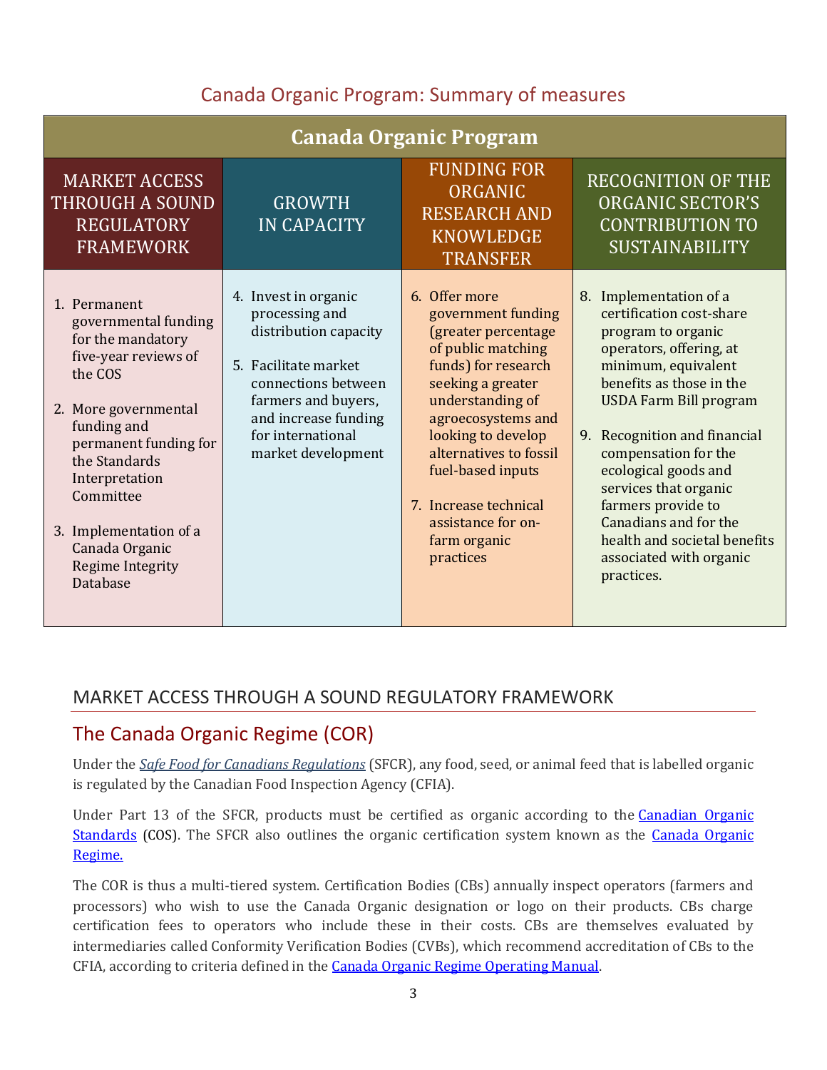## Canada Organic Program: Summary of measures

| Canada Organic Program | | | |
|---|---|---|---|
| MARKET ACCESS THROUGH A SOUND REGULATORY FRAMEWORK | GROWTH IN CAPACITY | FUNDING FOR ORGANIC RESEARCH AND KNOWLEDGE TRANSFER | RECOGNITION OF THE ORGANIC SECTOR'S CONTRIBUTION TO SUSTAINABILITY |
| 1. Permanent governmental funding for the mandatory five-year reviews of the COS<br>2. More governmental funding and permanent funding for the Standards Interpretation Committee<br>3. Implementation of a Canada Organic Regime Integrity Database | 4. Invest in organic processing and distribution capacity<br>5. Facilitate market connections between farmers and buyers, and increase funding for international market development | 6. Offer more government funding (greater percentage of public matching funds) for research seeking a greater understanding of agroecosystems and looking to develop alternatives to fossil fuel-based inputs<br>7. Increase technical assistance for on-farm organic practices | 8. Implementation of a certification cost-share program to organic operators, offering, at minimum, equivalent benefits as those in the USDA Farm Bill program<br>9. Recognition and financial compensation for the ecological goods and services that organic farmers provide to Canadians and for the health and societal benefits associated with organic practices. |

## MARKET ACCESS THROUGH A SOUND REGULATORY FRAMEWORK

### The Canada Organic Regime (COR)

Under the *Safe Food for Canadians Regulations* (SFCR), any food, seed, or animal feed that is labelled organic is regulated by the Canadian Food Inspection Agency (CFIA).

Under Part 13 of the SFCR, products must be certified as organic according to the Canadian Organic Standards (COS). The SFCR also outlines the organic certification system known as the Canada Organic Regime.

The COR is thus a multi-tiered system. Certification Bodies (CBs) annually inspect operators (farmers and processors) who wish to use the Canada Organic designation or logo on their products. CBs charge certification fees to operators who include these in their costs. CBs are themselves evaluated by intermediaries called Conformity Verification Bodies (CVBs), which recommend accreditation of CBs to the CFIA, according to criteria defined in the Canada Organic Regime Operating Manual.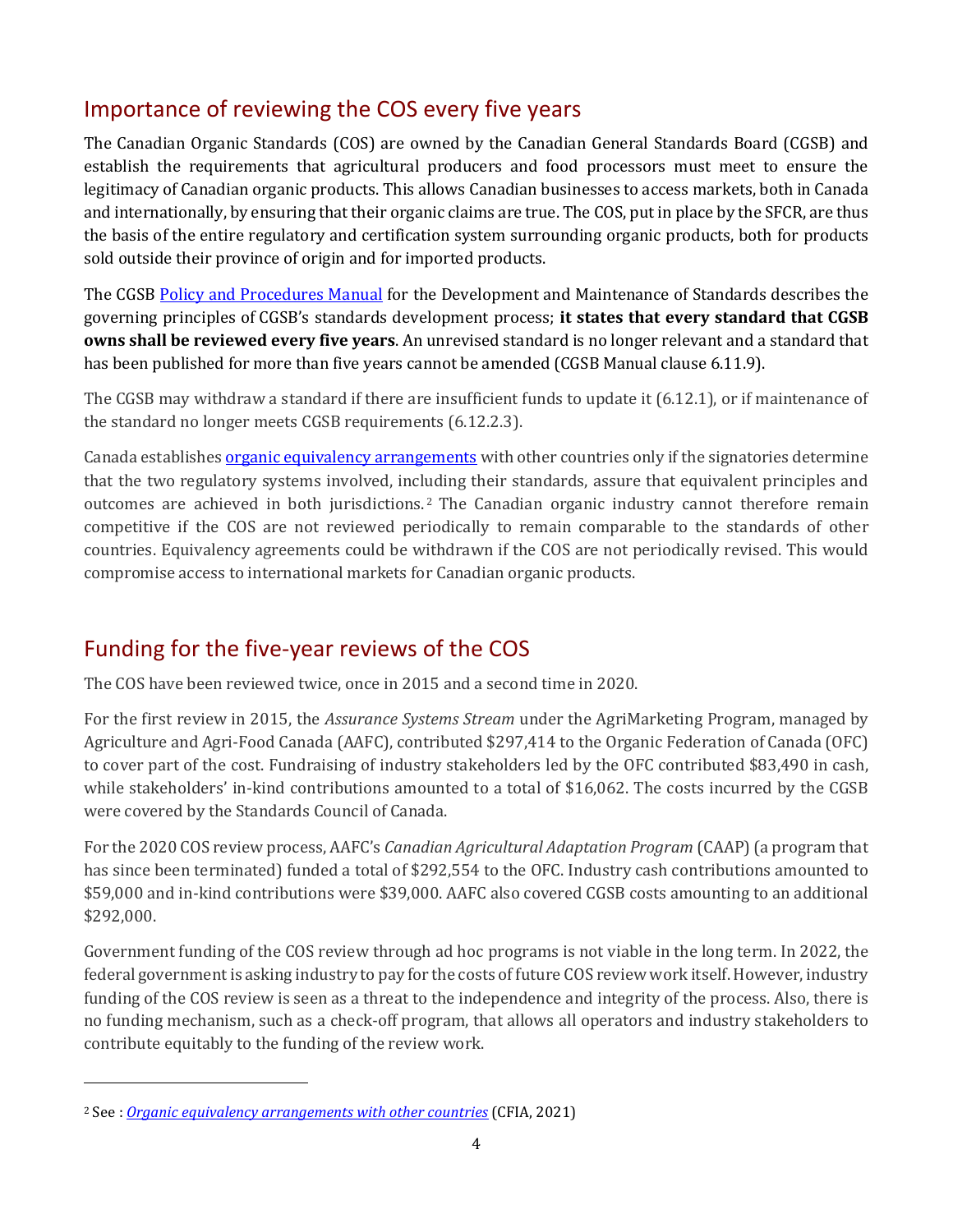## Importance of reviewing the COS every five years

The Canadian Organic Standards (COS) are owned by the Canadian General Standards Board (CGSB) and establish the requirements that agricultural producers and food processors must meet to ensure the legitimacy of Canadian organic products. This allows Canadian businesses to access markets, both in Canada and internationally, by ensuring that their organic claims are true. The COS, put in place by the SFCR, are thus the basis of the entire regulatory and certification system surrounding organic products, both for products sold outside their province of origin and for imported products.

The CGSB Policy and Procedures Manual for the Development and Maintenance of Standards describes the governing principles of CGSB's standards development process; **it states that every standard that CGSB owns shall be reviewed every five years**. An unrevised standard is no longer relevant and a standard that has been published for more than five years cannot be amended (CGSB Manual clause 6.11.9).

The CGSB may withdraw a standard if there are insufficient funds to update it (6.12.1), or if maintenance of the standard no longer meets CGSB requirements (6.12.2.3).

Canada establishes organic equivalency arrangements with other countries only if the signatories determine that the two regulatory systems involved, including their standards, assure that equivalent principles and outcomes are achieved in both jurisdictions.[2] The Canadian organic industry cannot therefore remain competitive if the COS are not reviewed periodically to remain comparable to the standards of other countries. Equivalency agreements could be withdrawn if the COS are not periodically revised. This would compromise access to international markets for Canadian organic products.

## Funding for the five-year reviews of the COS

The COS have been reviewed twice, once in 2015 and a second time in 2020.

For the first review in 2015, the *Assurance Systems Stream* under the AgriMarketing Program, managed by Agriculture and Agri-Food Canada (AAFC), contributed $297,414 to the Organic Federation of Canada (OFC) to cover part of the cost. Fundraising of industry stakeholders led by the OFC contributed $83,490 in cash, while stakeholders' in-kind contributions amounted to a total of $16,062. The costs incurred by the CGSB were covered by the Standards Council of Canada.

For the 2020 COS review process, AAFC's *Canadian Agricultural Adaptation Program* (CAAP) (a program that has since been terminated) funded a total of $292,554 to the OFC. Industry cash contributions amounted to $59,000 and in-kind contributions were $39,000. AAFC also covered CGSB costs amounting to an additional $292,000.

Government funding of the COS review through ad hoc programs is not viable in the long term. In 2022, the federal government is asking industry to pay for the costs of future COS review work itself. However, industry funding of the COS review is seen as a threat to the independence and integrity of the process. Also, there is no funding mechanism, such as a check-off program, that allows all operators and industry stakeholders to contribute equitably to the funding of the review work.

---

[2] See : *Organic equivalency arrangements with other countries* (CFIA, 2021)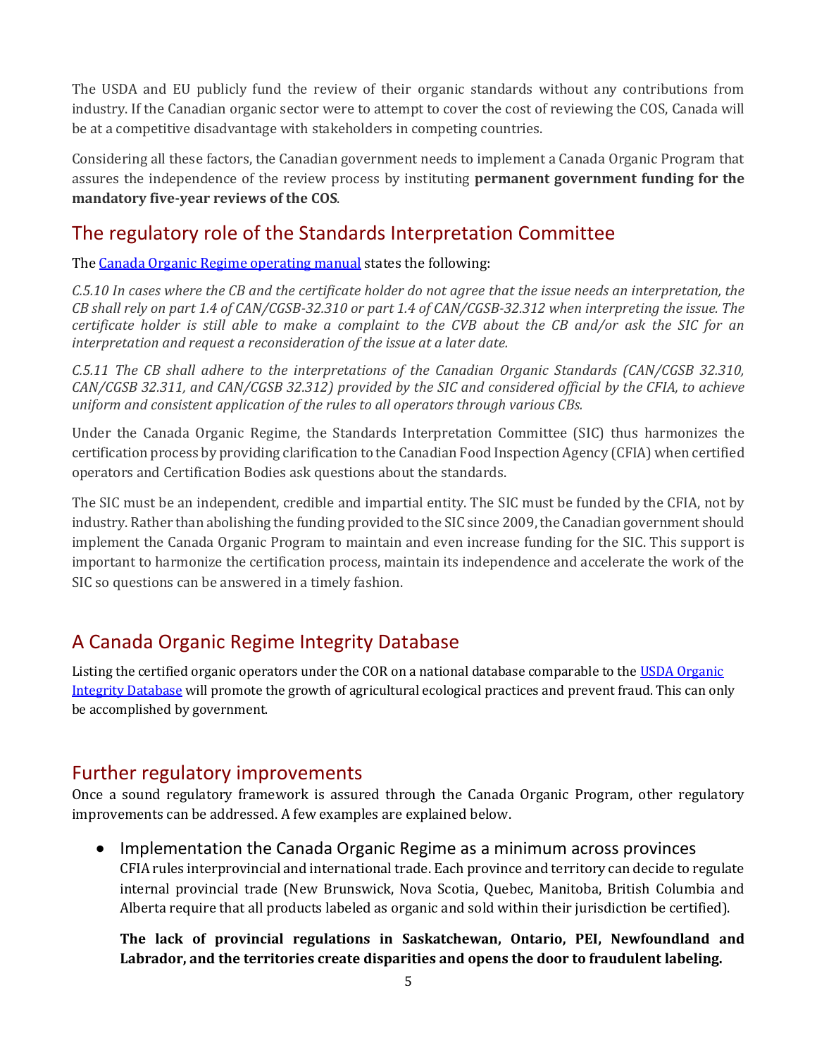The USDA and EU publicly fund the review of their organic standards without any contributions from industry. If the Canadian organic sector were to attempt to cover the cost of reviewing the COS, Canada will be at a competitive disadvantage with stakeholders in competing countries.

Considering all these factors, the Canadian government needs to implement a Canada Organic Program that assures the independence of the review process by instituting **permanent government funding for the mandatory five-year reviews of the COS**.

## The regulatory role of the Standards Interpretation Committee

The [Canada Organic Regime operating manual](#) states the following:

*C.5.10 In cases where the CB and the certificate holder do not agree that the issue needs an interpretation, the CB shall rely on part 1.4 of CAN/CGSB-32.310 or part 1.4 of CAN/CGSB-32.312 when interpreting the issue. The certificate holder is still able to make a complaint to the CVB about the CB and/or ask the SIC for an interpretation and request a reconsideration of the issue at a later date.*

*C.5.11 The CB shall adhere to the interpretations of the Canadian Organic Standards (CAN/CGSB 32.310, CAN/CGSB 32.311, and CAN/CGSB 32.312) provided by the SIC and considered official by the CFIA, to achieve uniform and consistent application of the rules to all operators through various CBs.*

Under the Canada Organic Regime, the Standards Interpretation Committee (SIC) thus harmonizes the certification process by providing clarification to the Canadian Food Inspection Agency (CFIA) when certified operators and Certification Bodies ask questions about the standards.

The SIC must be an independent, credible and impartial entity. The SIC must be funded by the CFIA, not by industry. Rather than abolishing the funding provided to the SIC since 2009, the Canadian government should implement the Canada Organic Program to maintain and even increase funding for the SIC. This support is important to harmonize the certification process, maintain its independence and accelerate the work of the SIC so questions can be answered in a timely fashion.

## A Canada Organic Regime Integrity Database

Listing the certified organic operators under the COR on a national database comparable to the [USDA Organic Integrity Database](#) will promote the growth of agricultural ecological practices and prevent fraud. This can only be accomplished by government.

## Further regulatory improvements

Once a sound regulatory framework is assured through the Canada Organic Program, other regulatory improvements can be addressed. A few examples are explained below.

- Implementation the Canada Organic Regime as a minimum across provinces
  CFIA rules interprovincial and international trade. Each province and territory can decide to regulate internal provincial trade (New Brunswick, Nova Scotia, Quebec, Manitoba, British Columbia and Alberta require that all products labeled as organic and sold within their jurisdiction be certified).

  **The lack of provincial regulations in Saskatchewan, Ontario, PEI, Newfoundland and Labrador, and the territories create disparities and opens the door to fraudulent labeling.**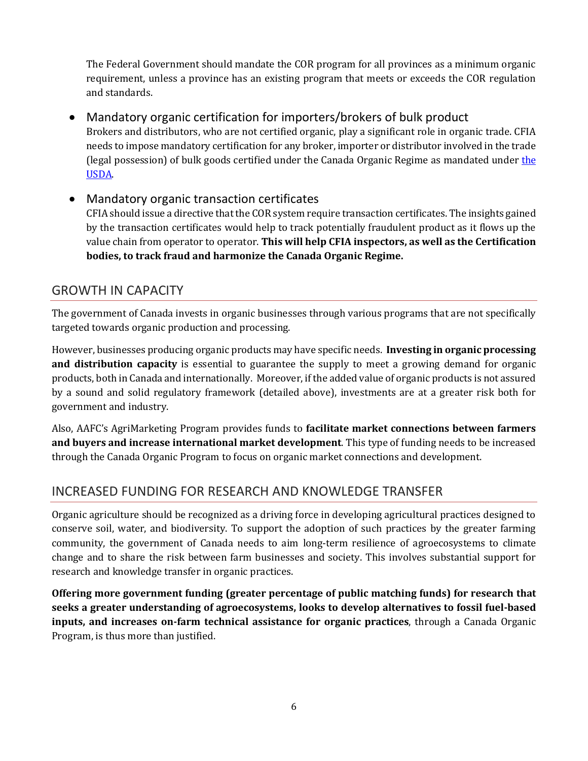The Federal Government should mandate the COR program for all provinces as a minimum organic requirement, unless a province has an existing program that meets or exceeds the COR regulation and standards.

- Mandatory organic certification for importers/brokers of bulk product
  Brokers and distributors, who are not certified organic, play a significant role in organic trade. CFIA needs to impose mandatory certification for any broker, importer or distributor involved in the trade (legal possession) of bulk goods certified under the Canada Organic Regime as mandated under [the USDA](the USDA).

- Mandatory organic transaction certificates
  CFIA should issue a directive that the COR system require transaction certificates. The insights gained by the transaction certificates would help to track potentially fraudulent product as it flows up the value chain from operator to operator. **This will help CFIA inspectors, as well as the Certification bodies, to track fraud and harmonize the Canada Organic Regime.**

## GROWTH IN CAPACITY

The government of Canada invests in organic businesses through various programs that are not specifically targeted towards organic production and processing.

However, businesses producing organic products may have specific needs. **Investing in organic processing and distribution capacity** is essential to guarantee the supply to meet a growing demand for organic products, both in Canada and internationally. Moreover, if the added value of organic products is not assured by a sound and solid regulatory framework (detailed above), investments are at a greater risk both for government and industry.

Also, AAFC's AgriMarketing Program provides funds to **facilitate market connections between farmers and buyers and increase international market development**. This type of funding needs to be increased through the Canada Organic Program to focus on organic market connections and development.

## INCREASED FUNDING FOR RESEARCH AND KNOWLEDGE TRANSFER

Organic agriculture should be recognized as a driving force in developing agricultural practices designed to conserve soil, water, and biodiversity. To support the adoption of such practices by the greater farming community, the government of Canada needs to aim long-term resilience of agroecosystems to climate change and to share the risk between farm businesses and society. This involves substantial support for research and knowledge transfer in organic practices.

**Offering more government funding (greater percentage of public matching funds) for research that seeks a greater understanding of agroecosystems, looks to develop alternatives to fossil fuel-based inputs, and increases on-farm technical assistance for organic practices**, through a Canada Organic Program, is thus more than justified.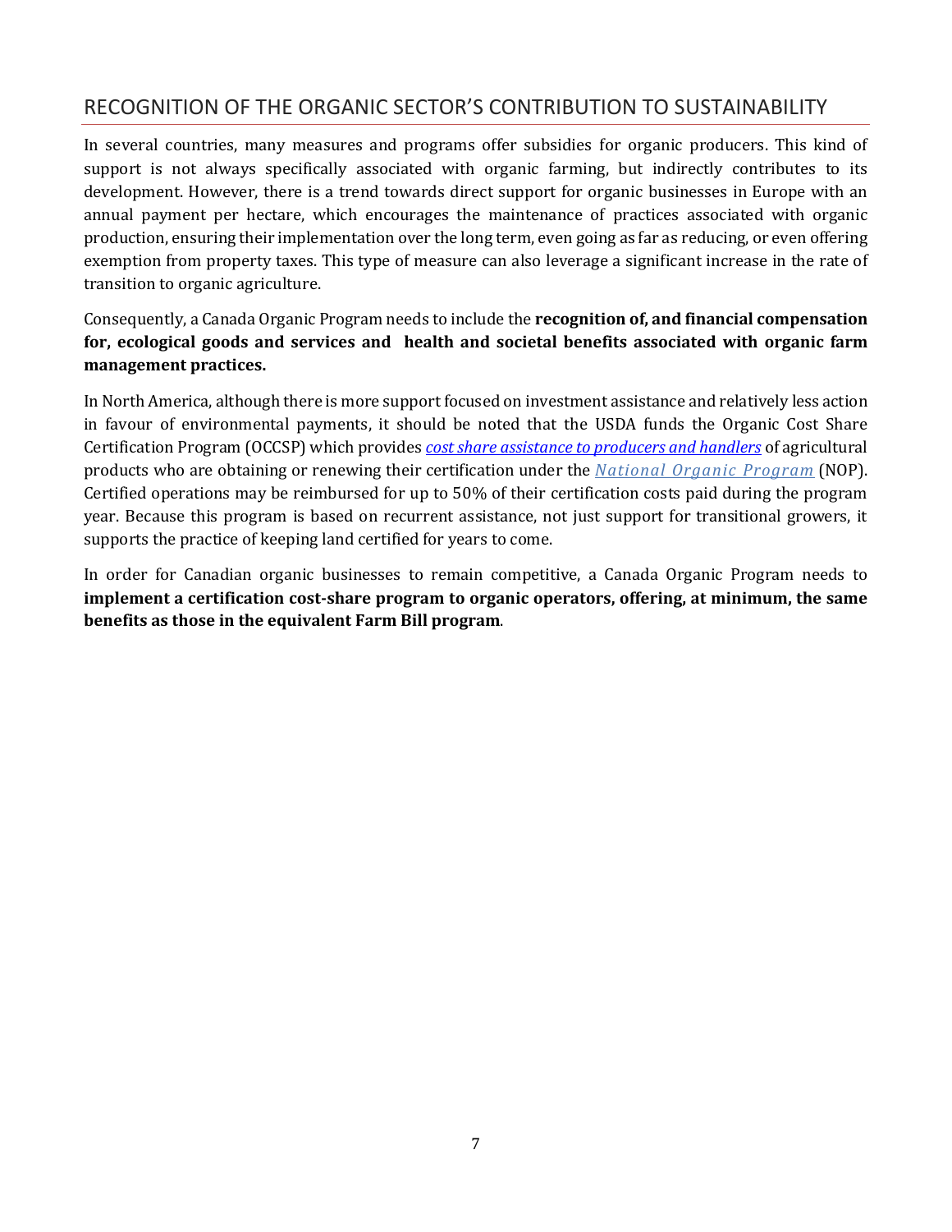## RECOGNITION OF THE ORGANIC SECTOR'S CONTRIBUTION TO SUSTAINABILITY

In several countries, many measures and programs offer subsidies for organic producers. This kind of support is not always specifically associated with organic farming, but indirectly contributes to its development. However, there is a trend towards direct support for organic businesses in Europe with an annual payment per hectare, which encourages the maintenance of practices associated with organic production, ensuring their implementation over the long term, even going as far as reducing, or even offering exemption from property taxes. This type of measure can also leverage a significant increase in the rate of transition to organic agriculture.

Consequently, a Canada Organic Program needs to include the **recognition of, and financial compensation for, ecological goods and services and health and societal benefits associated with organic farm management practices.**

In North America, although there is more support focused on investment assistance and relatively less action in favour of environmental payments, it should be noted that the USDA funds the Organic Cost Share Certification Program (OCCSP) which provides *cost share assistance to producers and handlers* of agricultural products who are obtaining or renewing their certification under the *National Organic Program* (NOP). Certified operations may be reimbursed for up to 50% of their certification costs paid during the program year. Because this program is based on recurrent assistance, not just support for transitional growers, it supports the practice of keeping land certified for years to come.

In order for Canadian organic businesses to remain competitive, a Canada Organic Program needs to **implement a certification cost-share program to organic operators, offering, at minimum, the same benefits as those in the equivalent Farm Bill program**.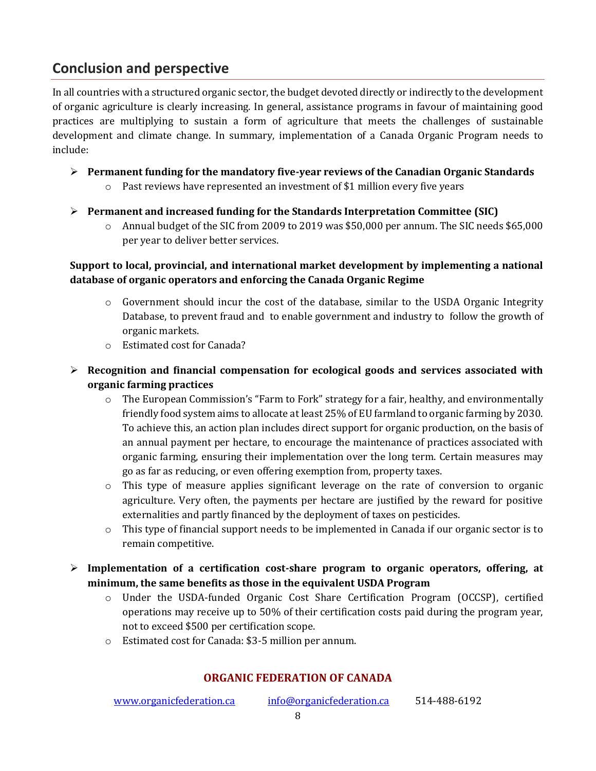## Conclusion and perspective

In all countries with a structured organic sector, the budget devoted directly or indirectly to the development of organic agriculture is clearly increasing. In general, assistance programs in favour of maintaining good practices are multiplying to sustain a form of agriculture that meets the challenges of sustainable development and climate change. In summary, implementation of a Canada Organic Program needs to include:

- **Permanent funding for the mandatory five-year reviews of the Canadian Organic Standards**
  - Past reviews have represented an investment of $1 million every five years
- **Permanent and increased funding for the Standards Interpretation Committee (SIC)**
  - Annual budget of the SIC from 2009 to 2019 was $50,000 per annum. The SIC needs $65,000 per year to deliver better services.

**Support to local, provincial, and international market development by implementing a national database of organic operators and enforcing the Canada Organic Regime**

- Government should incur the cost of the database, similar to the USDA Organic Integrity Database, to prevent fraud and to enable government and industry to follow the growth of organic markets.
- Estimated cost for Canada?

- **Recognition and financial compensation for ecological goods and services associated with organic farming practices**
  - The European Commission's "Farm to Fork" strategy for a fair, healthy, and environmentally friendly food system aims to allocate at least 25% of EU farmland to organic farming by 2030. To achieve this, an action plan includes direct support for organic production, on the basis of an annual payment per hectare, to encourage the maintenance of practices associated with organic farming, ensuring their implementation over the long term. Certain measures may go as far as reducing, or even offering exemption from, property taxes.
  - This type of measure applies significant leverage on the rate of conversion to organic agriculture. Very often, the payments per hectare are justified by the reward for positive externalities and partly financed by the deployment of taxes on pesticides.
  - This type of financial support needs to be implemented in Canada if our organic sector is to remain competitive.
- **Implementation of a certification cost-share program to organic operators, offering, at minimum, the same benefits as those in the equivalent USDA Program**
  - Under the USDA-funded Organic Cost Share Certification Program (OCCSP), certified operations may receive up to 50% of their certification costs paid during the program year, not to exceed $500 per certification scope.
  - Estimated cost for Canada: $3-5 million per annum.

**ORGANIC FEDERATION OF CANADA**

www.organicfederation.ca info@organicfederation.ca 514-488-6192